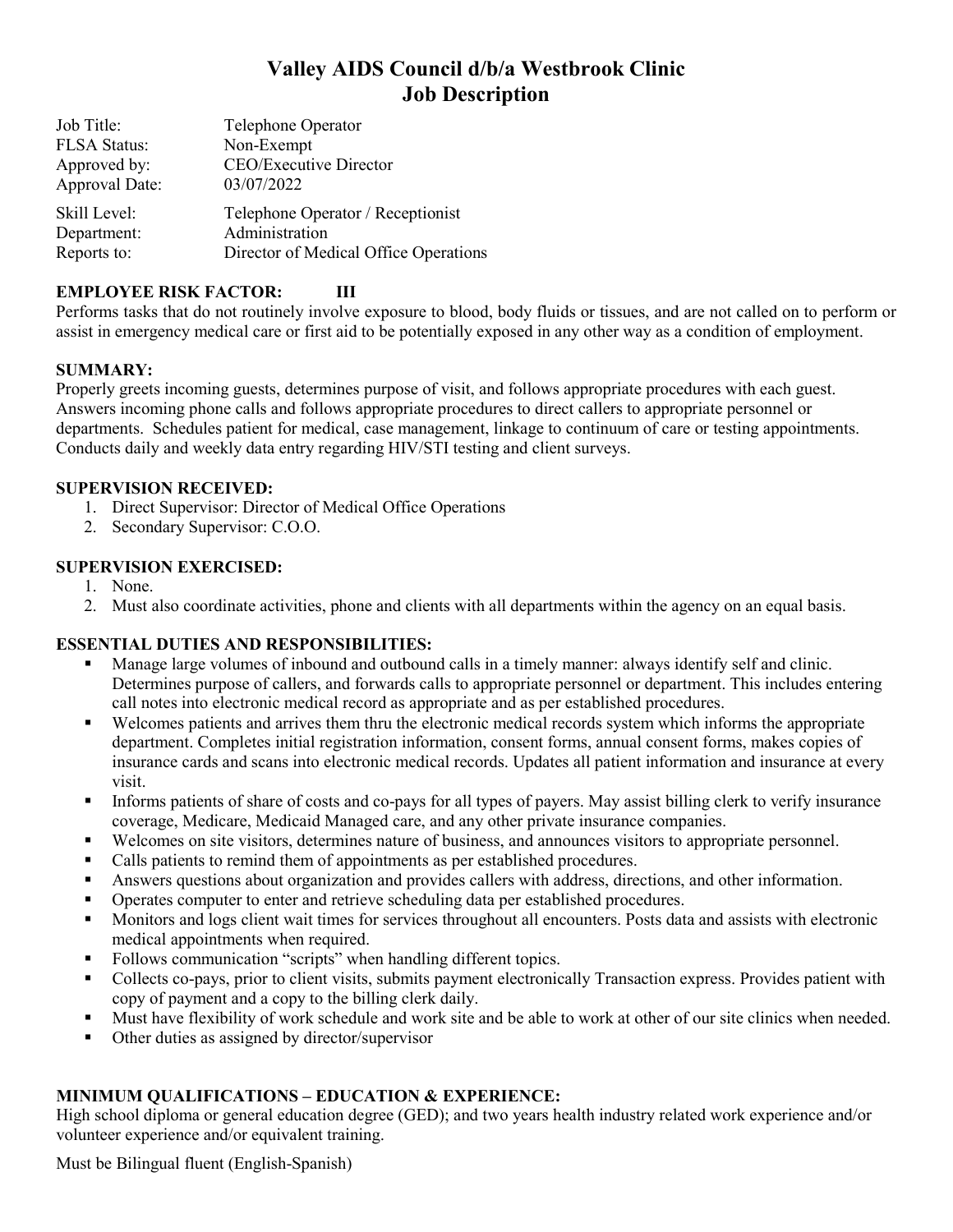# Valley AIDS Council d/b/a Westbrook Clinic
# Job Description

| | |
|---|---|
| Job Title: | Telephone Operator |
| FLSA Status: | Non-Exempt |
| Approved by: | CEO/Executive Director |
| Approval Date: | 03/07/2022 |
| Skill Level: | Telephone Operator / Receptionist |
| Department: | Administration |
| Reports to: | Director of Medical Office Operations |

**EMPLOYEE RISK FACTOR: III**

Performs tasks that do not routinely involve exposure to blood, body fluids or tissues, and are not called on to perform or assist in emergency medical care or first aid to be potentially exposed in any other way as a condition of employment.

**SUMMARY:**

Properly greets incoming guests, determines purpose of visit, and follows appropriate procedures with each guest. Answers incoming phone calls and follows appropriate procedures to direct callers to appropriate personnel or departments. Schedules patient for medical, case management, linkage to continuum of care or testing appointments. Conducts daily and weekly data entry regarding HIV/STI testing and client surveys.

**SUPERVISION RECEIVED:**

1. Direct Supervisor: Director of Medical Office Operations
2. Secondary Supervisor: C.O.O.

**SUPERVISION EXERCISED:**

1. None.
2. Must also coordinate activities, phone and clients with all departments within the agency on an equal basis.

**ESSENTIAL DUTIES AND RESPONSIBILITIES:**

- Manage large volumes of inbound and outbound calls in a timely manner: always identify self and clinic. Determines purpose of callers, and forwards calls to appropriate personnel or department. This includes entering call notes into electronic medical record as appropriate and as per established procedures.
- Welcomes patients and arrives them thru the electronic medical records system which informs the appropriate department. Completes initial registration information, consent forms, annual consent forms, makes copies of insurance cards and scans into electronic medical records. Updates all patient information and insurance at every visit.
- Informs patients of share of costs and co-pays for all types of payers. May assist billing clerk to verify insurance coverage, Medicare, Medicaid Managed care, and any other private insurance companies.
- Welcomes on site visitors, determines nature of business, and announces visitors to appropriate personnel.
- Calls patients to remind them of appointments as per established procedures.
- Answers questions about organization and provides callers with address, directions, and other information.
- Operates computer to enter and retrieve scheduling data per established procedures.
- Monitors and logs client wait times for services throughout all encounters. Posts data and assists with electronic medical appointments when required.
- Follows communication "scripts" when handling different topics.
- Collects co-pays, prior to client visits, submits payment electronically Transaction express. Provides patient with copy of payment and a copy to the billing clerk daily.
- Must have flexibility of work schedule and work site and be able to work at other of our site clinics when needed.
- Other duties as assigned by director/supervisor

**MINIMUM QUALIFICATIONS – EDUCATION & EXPERIENCE:**

High school diploma or general education degree (GED); and two years health industry related work experience and/or volunteer experience and/or equivalent training.

Must be Bilingual fluent (English-Spanish)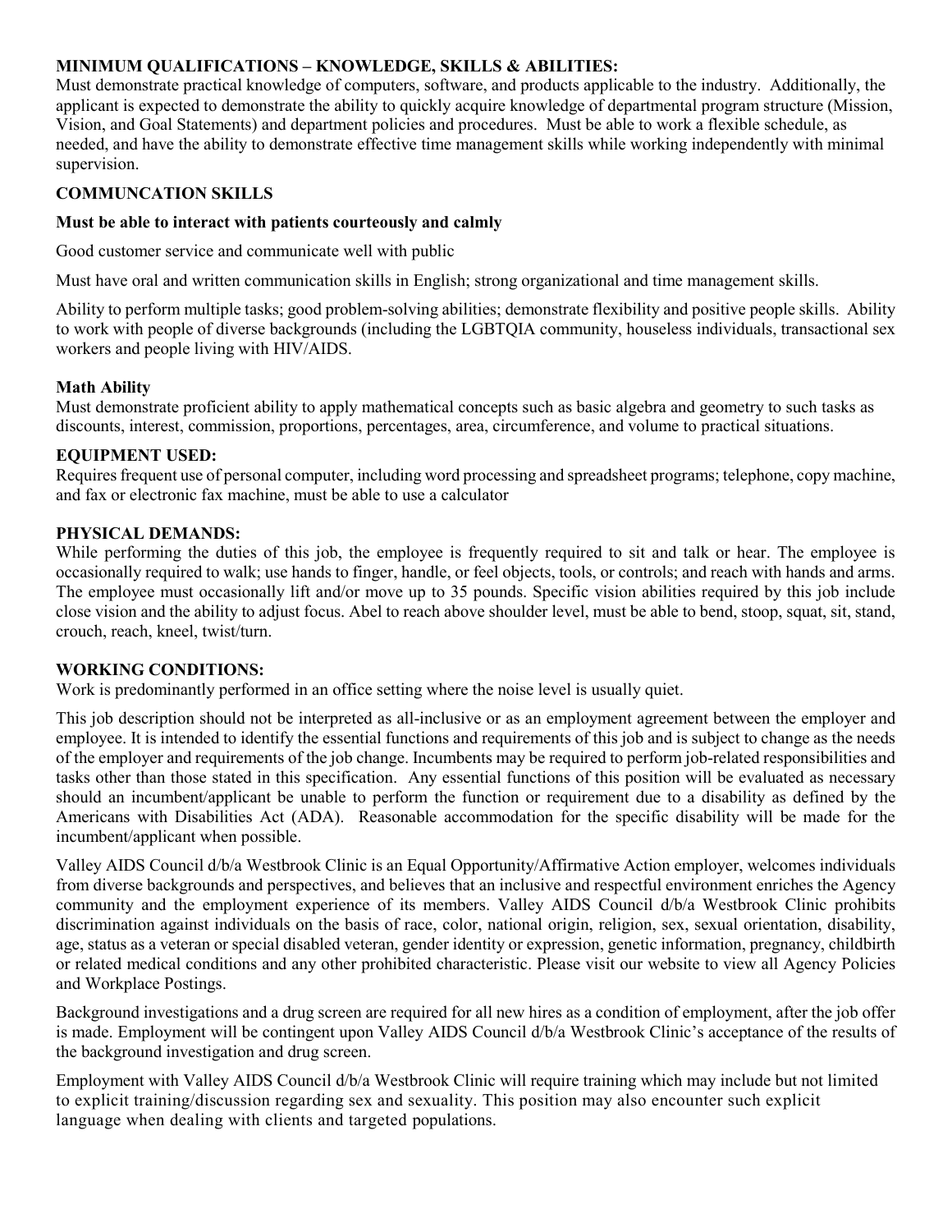**MINIMUM QUALIFICATIONS – KNOWLEDGE, SKILLS & ABILITIES:**
Must demonstrate practical knowledge of computers, software, and products applicable to the industry. Additionally, the applicant is expected to demonstrate the ability to quickly acquire knowledge of departmental program structure (Mission, Vision, and Goal Statements) and department policies and procedures. Must be able to work a flexible schedule, as needed, and have the ability to demonstrate effective time management skills while working independently with minimal supervision.

**COMMUNCATION SKILLS**

**Must be able to interact with patients courteously and calmly**

Good customer service and communicate well with public

Must have oral and written communication skills in English; strong organizational and time management skills.

Ability to perform multiple tasks; good problem-solving abilities; demonstrate flexibility and positive people skills. Ability to work with people of diverse backgrounds (including the LGBTQIA community, houseless individuals, transactional sex workers and people living with HIV/AIDS.

**Math Ability**
Must demonstrate proficient ability to apply mathematical concepts such as basic algebra and geometry to such tasks as discounts, interest, commission, proportions, percentages, area, circumference, and volume to practical situations.

**EQUIPMENT USED:**
Requires frequent use of personal computer, including word processing and spreadsheet programs; telephone, copy machine, and fax or electronic fax machine, must be able to use a calculator

**PHYSICAL DEMANDS:**
While performing the duties of this job, the employee is frequently required to sit and talk or hear. The employee is occasionally required to walk; use hands to finger, handle, or feel objects, tools, or controls; and reach with hands and arms. The employee must occasionally lift and/or move up to 35 pounds. Specific vision abilities required by this job include close vision and the ability to adjust focus. Abel to reach above shoulder level, must be able to bend, stoop, squat, sit, stand, crouch, reach, kneel, twist/turn.

**WORKING CONDITIONS:**
Work is predominantly performed in an office setting where the noise level is usually quiet.

This job description should not be interpreted as all-inclusive or as an employment agreement between the employer and employee. It is intended to identify the essential functions and requirements of this job and is subject to change as the needs of the employer and requirements of the job change. Incumbents may be required to perform job-related responsibilities and tasks other than those stated in this specification. Any essential functions of this position will be evaluated as necessary should an incumbent/applicant be unable to perform the function or requirement due to a disability as defined by the Americans with Disabilities Act (ADA). Reasonable accommodation for the specific disability will be made for the incumbent/applicant when possible.

Valley AIDS Council d/b/a Westbrook Clinic is an Equal Opportunity/Affirmative Action employer, welcomes individuals from diverse backgrounds and perspectives, and believes that an inclusive and respectful environment enriches the Agency community and the employment experience of its members. Valley AIDS Council d/b/a Westbrook Clinic prohibits discrimination against individuals on the basis of race, color, national origin, religion, sex, sexual orientation, disability, age, status as a veteran or special disabled veteran, gender identity or expression, genetic information, pregnancy, childbirth or related medical conditions and any other prohibited characteristic. Please visit our website to view all Agency Policies and Workplace Postings.

Background investigations and a drug screen are required for all new hires as a condition of employment, after the job offer is made. Employment will be contingent upon Valley AIDS Council d/b/a Westbrook Clinic's acceptance of the results of the background investigation and drug screen.

Employment with Valley AIDS Council d/b/a Westbrook Clinic will require training which may include but not limited to explicit training/discussion regarding sex and sexuality. This position may also encounter such explicit language when dealing with clients and targeted populations.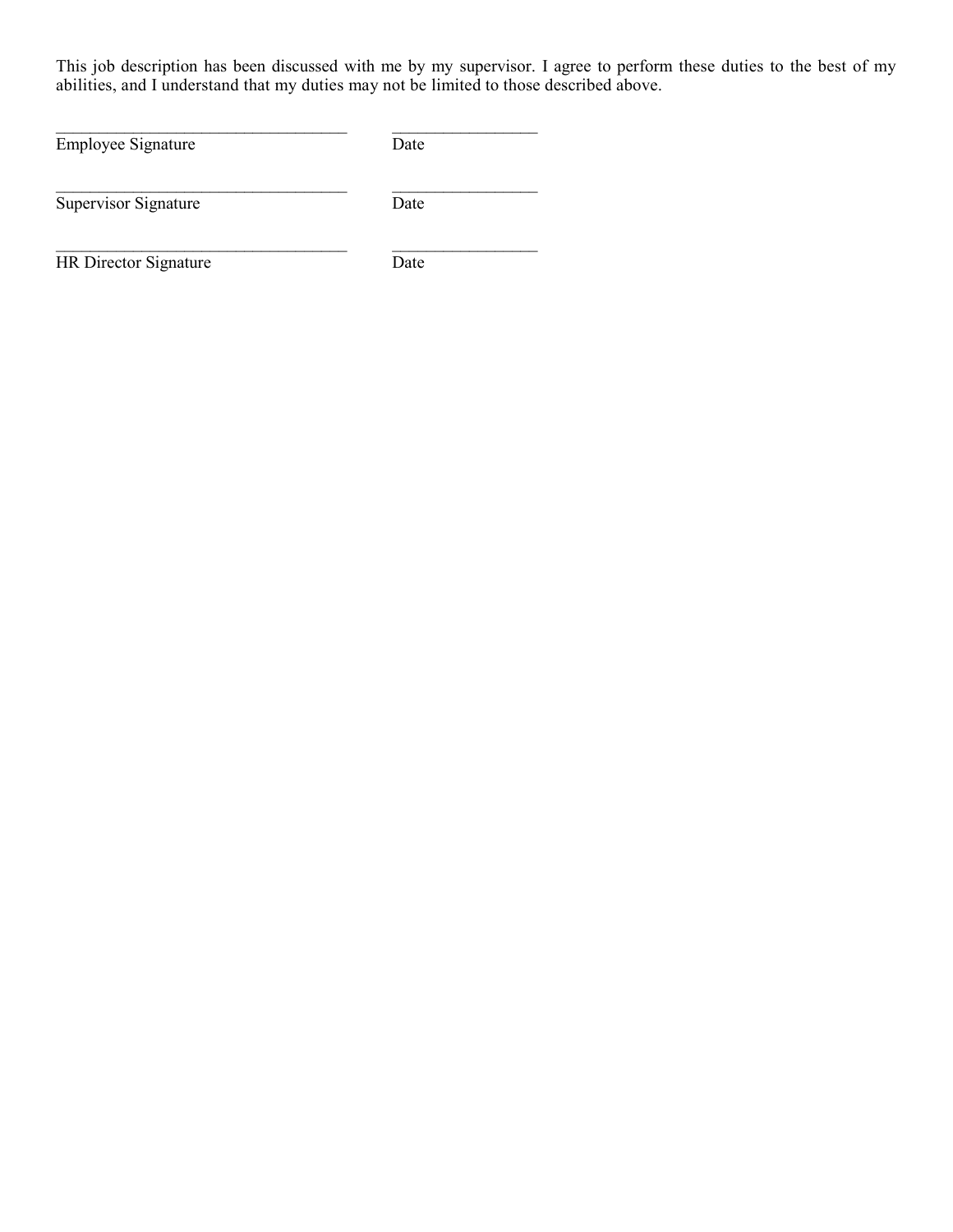This job description has been discussed with me by my supervisor. I agree to perform these duties to the best of my abilities, and I understand that my duties may not be limited to those described above.

\_\_\_\_\_\_\_\_\_\_\_\_\_\_\_\_\_\_\_\_\_\_\_\_\_\_\_\_\_\_\_\_\_\_\_\_ \_\_\_\_\_\_\_\_\_\_\_\_\_\_\_\_\_\_
Employee Signature Date

\_\_\_\_\_\_\_\_\_\_\_\_\_\_\_\_\_\_\_\_\_\_\_\_\_\_\_\_\_\_\_\_\_\_\_\_ \_\_\_\_\_\_\_\_\_\_\_\_\_\_\_\_\_\_
Supervisor Signature Date

\_\_\_\_\_\_\_\_\_\_\_\_\_\_\_\_\_\_\_\_\_\_\_\_\_\_\_\_\_\_\_\_\_\_\_\_ \_\_\_\_\_\_\_\_\_\_\_\_\_\_\_\_\_\_
HR Director Signature Date